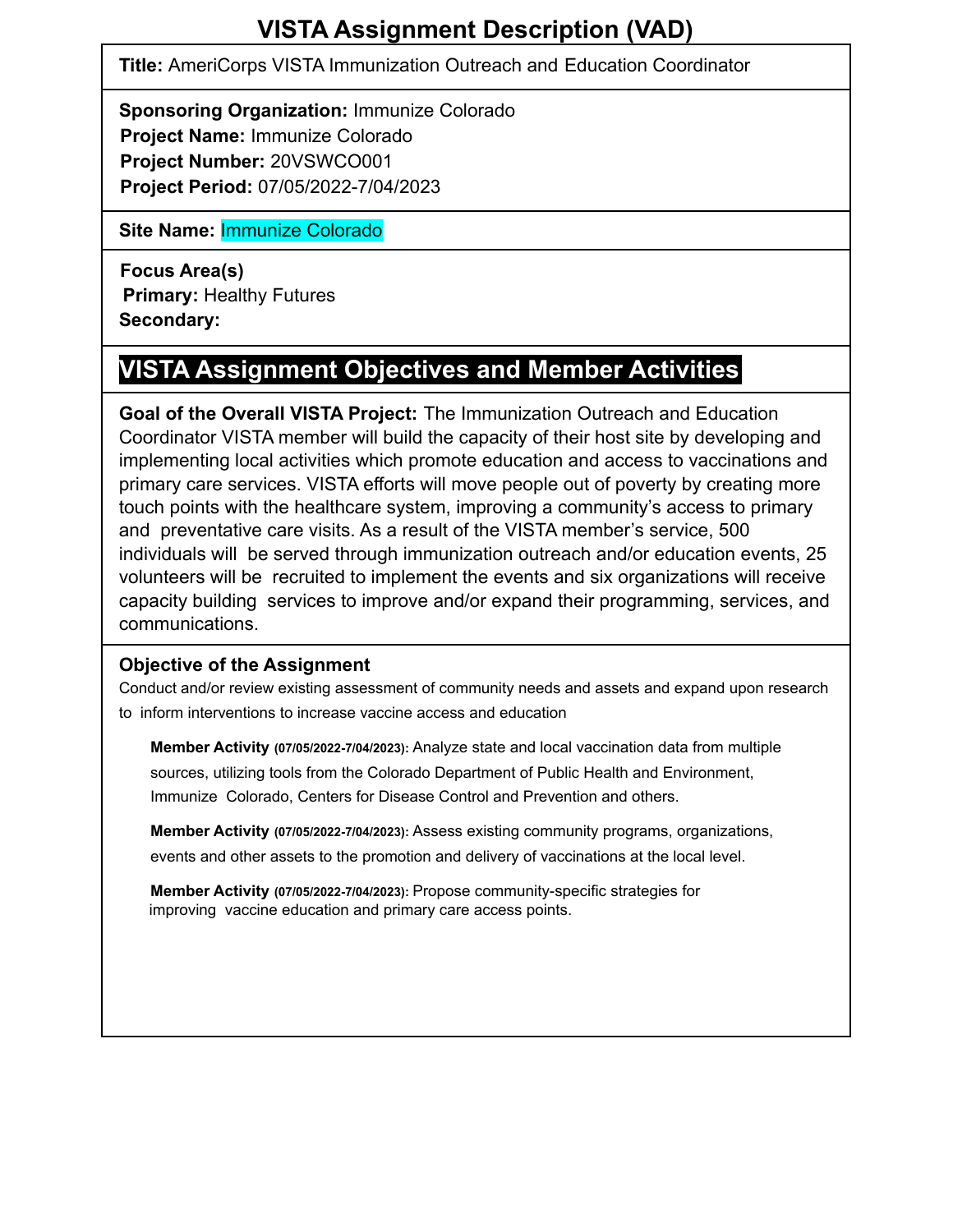# VISTA Assignment Description (VAD)

**Title:** AmeriCorps VISTA Immunization Outreach and Education Coordinator

**Sponsoring Organization:** Immunize Colorado
**Project Name:** Immunize Colorado
**Project Number:** 20VSWCO001
**Project Period:** 07/05/2022-7/04/2023

**Site Name:** Immunize Colorado

**Focus Area(s)**
**Primary:** Healthy Futures
**Secondary:**

## VISTA Assignment Objectives and Member Activities

**Goal of the Overall VISTA Project:** The Immunization Outreach and Education Coordinator VISTA member will build the capacity of their host site by developing and implementing local activities which promote education and access to vaccinations and primary care services. VISTA efforts will move people out of poverty by creating more touch points with the healthcare system, improving a community's access to primary and preventative care visits. As a result of the VISTA member's service, 500 individuals will be served through immunization outreach and/or education events, 25 volunteers will be recruited to implement the events and six organizations will receive capacity building services to improve and/or expand their programming, services, and communications.

### Objective of the Assignment

Conduct and/or review existing assessment of community needs and assets and expand upon research to inform interventions to increase vaccine access and education

**Member Activity (07/05/2022-7/04/2023):** Analyze state and local vaccination data from multiple sources, utilizing tools from the Colorado Department of Public Health and Environment, Immunize Colorado, Centers for Disease Control and Prevention and others.

**Member Activity (07/05/2022-7/04/2023):** Assess existing community programs, organizations, events and other assets to the promotion and delivery of vaccinations at the local level.

**Member Activity (07/05/2022-7/04/2023):** Propose community-specific strategies for improving vaccine education and primary care access points.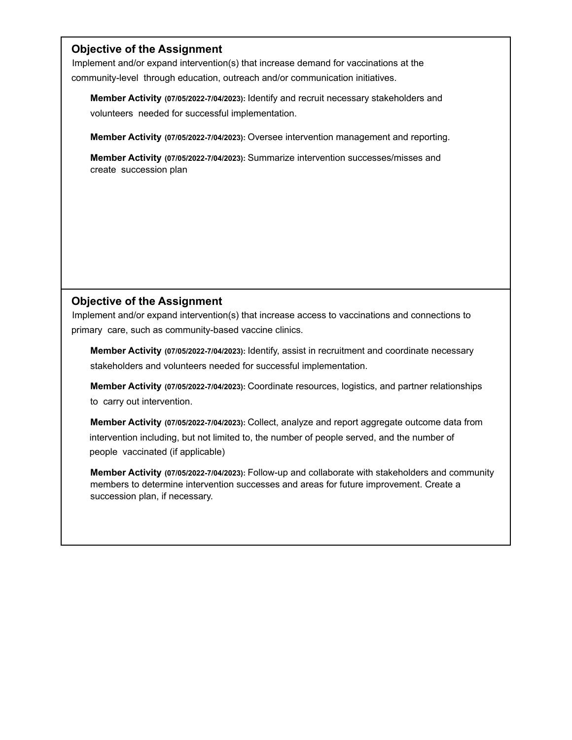## Objective of the Assignment

Implement and/or expand intervention(s) that increase demand for vaccinations at the community-level through education, outreach and/or communication initiatives.

**Member Activity (07/05/2022-7/04/2023):** Identify and recruit necessary stakeholders and volunteers needed for successful implementation.

**Member Activity (07/05/2022-7/04/2023):** Oversee intervention management and reporting.

**Member Activity (07/05/2022-7/04/2023):** Summarize intervention successes/misses and create succession plan

## Objective of the Assignment

Implement and/or expand intervention(s) that increase access to vaccinations and connections to primary care, such as community-based vaccine clinics.

**Member Activity (07/05/2022-7/04/2023):** Identify, assist in recruitment and coordinate necessary stakeholders and volunteers needed for successful implementation.

**Member Activity (07/05/2022-7/04/2023):** Coordinate resources, logistics, and partner relationships to carry out intervention.

**Member Activity (07/05/2022-7/04/2023):** Collect, analyze and report aggregate outcome data from intervention including, but not limited to, the number of people served, and the number of people vaccinated (if applicable)

**Member Activity (07/05/2022-7/04/2023):** Follow-up and collaborate with stakeholders and community members to determine intervention successes and areas for future improvement. Create a succession plan, if necessary.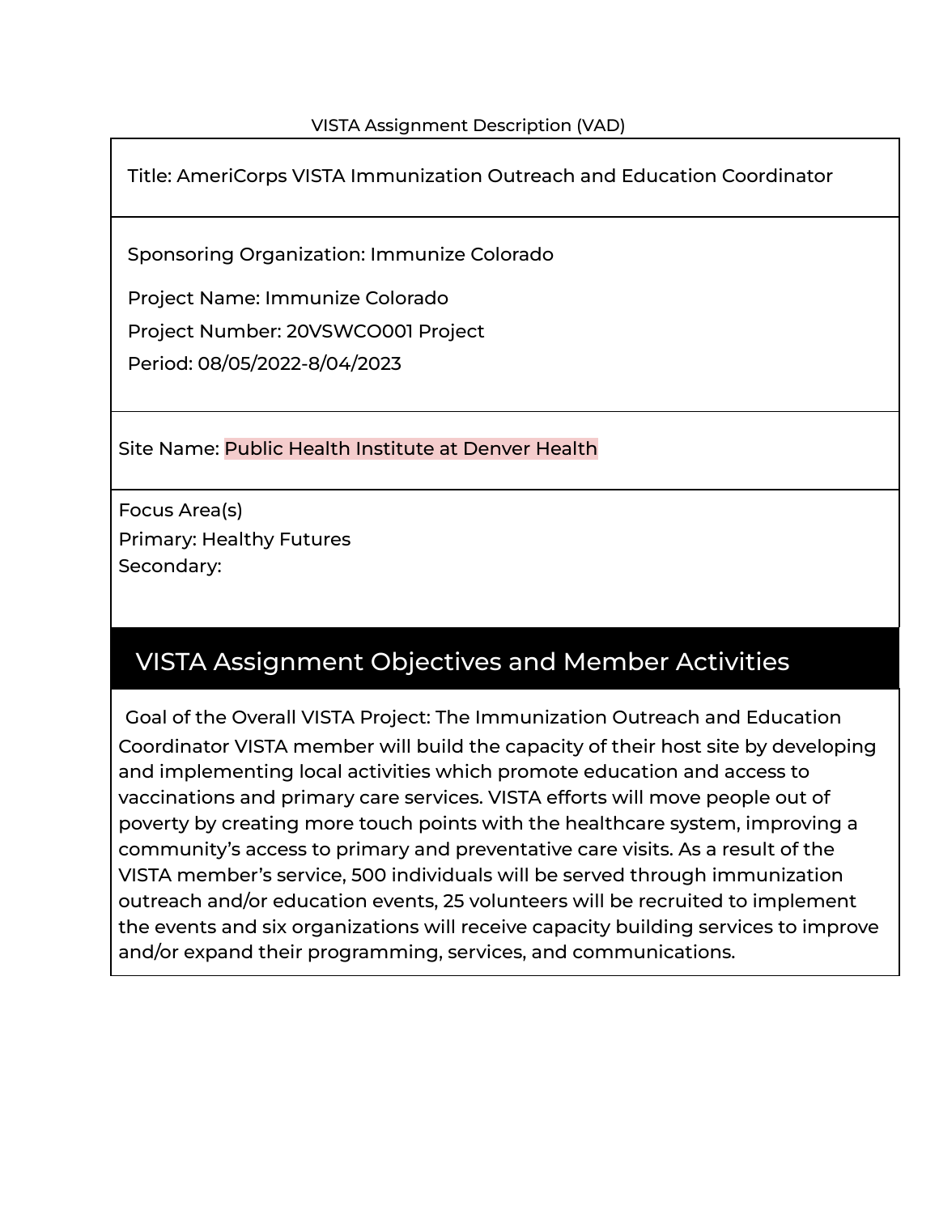VISTA Assignment Description (VAD)

Title: AmeriCorps VISTA Immunization Outreach and Education Coordinator

Sponsoring Organization: Immunize Colorado

Project Name: Immunize Colorado

Project Number: 20VSWCO001 Project

Period: 08/05/2022-8/04/2023

Site Name: Public Health Institute at Denver Health

Focus Area(s)

Primary: Healthy Futures

Secondary:

## VISTA Assignment Objectives and Member Activities

Goal of the Overall VISTA Project: The Immunization Outreach and Education Coordinator VISTA member will build the capacity of their host site by developing and implementing local activities which promote education and access to vaccinations and primary care services. VISTA efforts will move people out of poverty by creating more touch points with the healthcare system, improving a community's access to primary and preventative care visits. As a result of the VISTA member's service, 500 individuals will be served through immunization outreach and/or education events, 25 volunteers will be recruited to implement the events and six organizations will receive capacity building services to improve and/or expand their programming, services, and communications.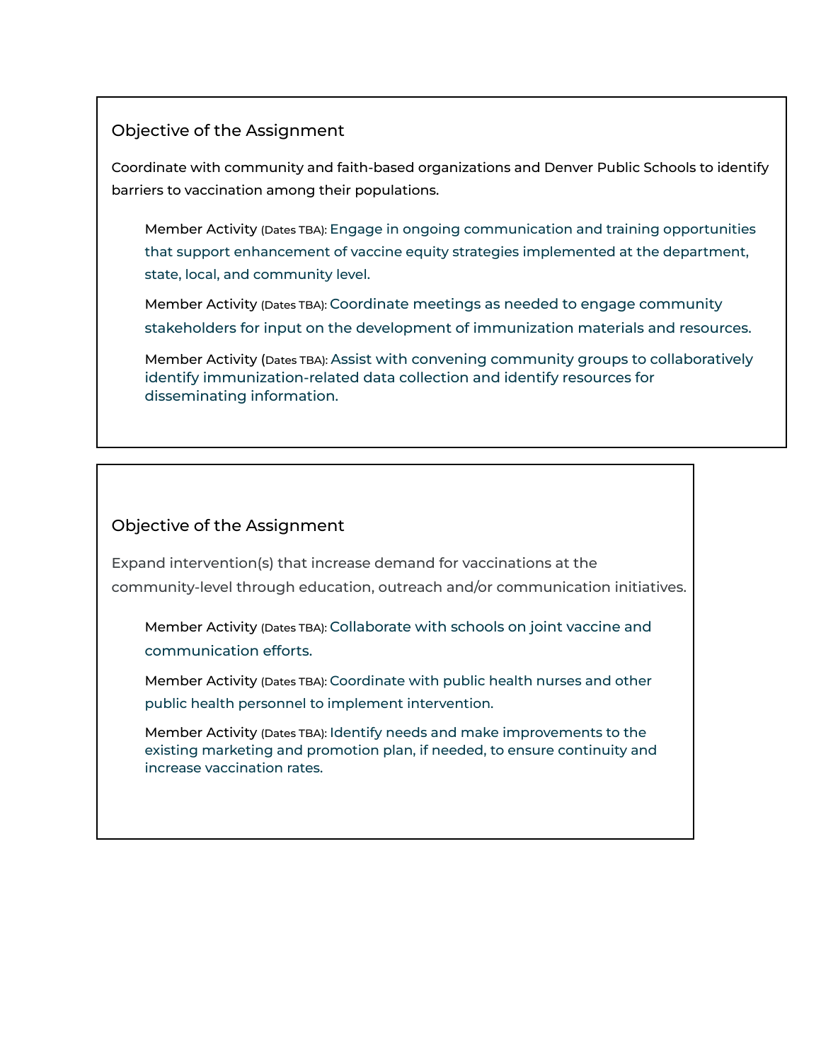## Objective of the Assignment

Coordinate with community and faith-based organizations and Denver Public Schools to identify barriers to vaccination among their populations.

- Member Activity (Dates TBA): Engage in ongoing communication and training opportunities that support enhancement of vaccine equity strategies implemented at the department, state, local, and community level.
- Member Activity (Dates TBA): Coordinate meetings as needed to engage community stakeholders for input on the development of immunization materials and resources.
- Member Activity (Dates TBA): Assist with convening community groups to collaboratively identify immunization-related data collection and identify resources for disseminating information.

## Objective of the Assignment

Expand intervention(s) that increase demand for vaccinations at the community-level through education, outreach and/or communication initiatives.

- Member Activity (Dates TBA): Collaborate with schools on joint vaccine and communication efforts.
- Member Activity (Dates TBA): Coordinate with public health nurses and other public health personnel to implement intervention.
- Member Activity (Dates TBA): Identify needs and make improvements to the existing marketing and promotion plan, if needed, to ensure continuity and increase vaccination rates.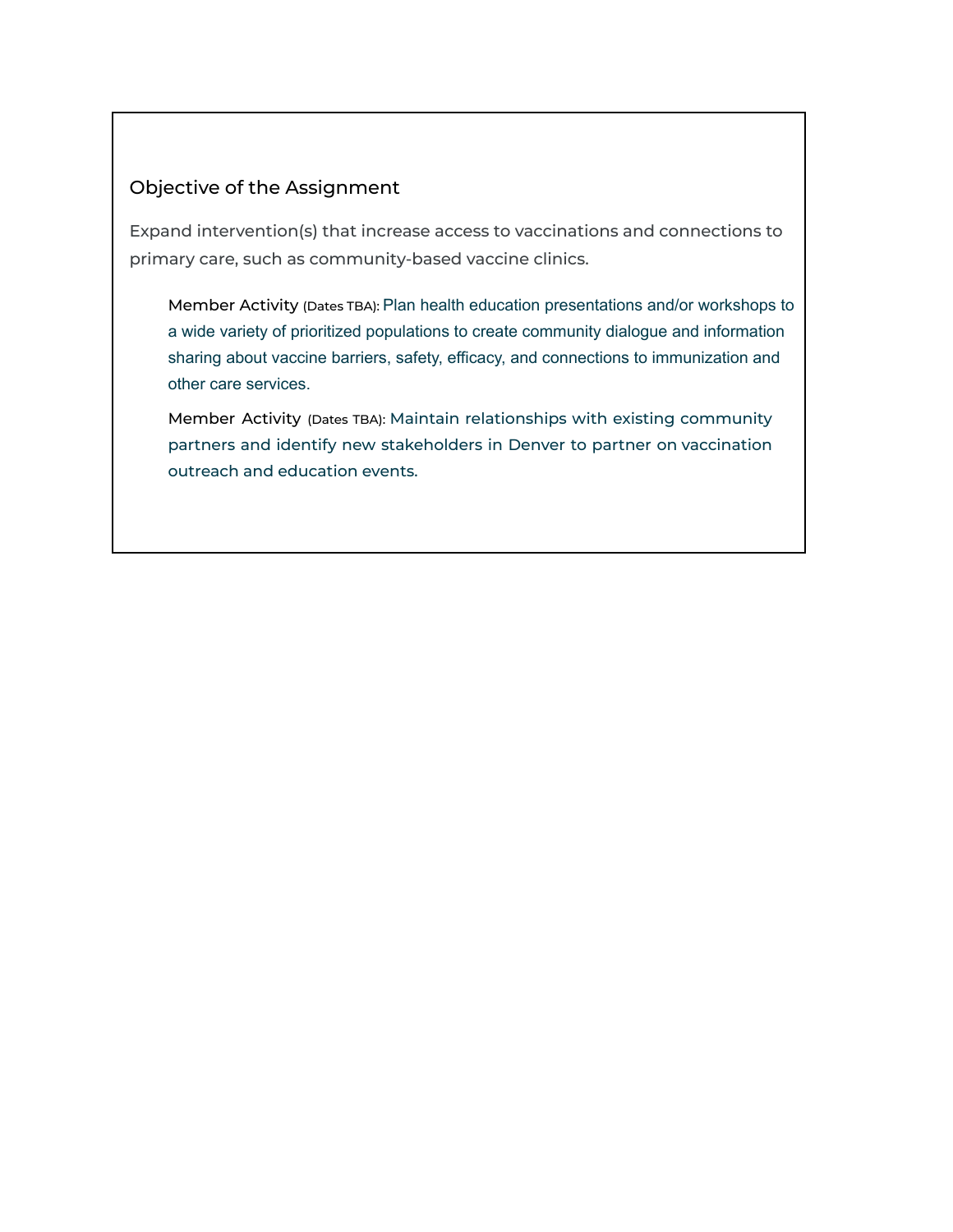## Objective of the Assignment

Expand intervention(s) that increase access to vaccinations and connections to primary care, such as community-based vaccine clinics.

> Member Activity (Dates TBA): Plan health education presentations and/or workshops to a wide variety of prioritized populations to create community dialogue and information sharing about vaccine barriers, safety, efficacy, and connections to immunization and other care services.
>
> Member Activity (Dates TBA): Maintain relationships with existing community partners and identify new stakeholders in Denver to partner on vaccination outreach and education events.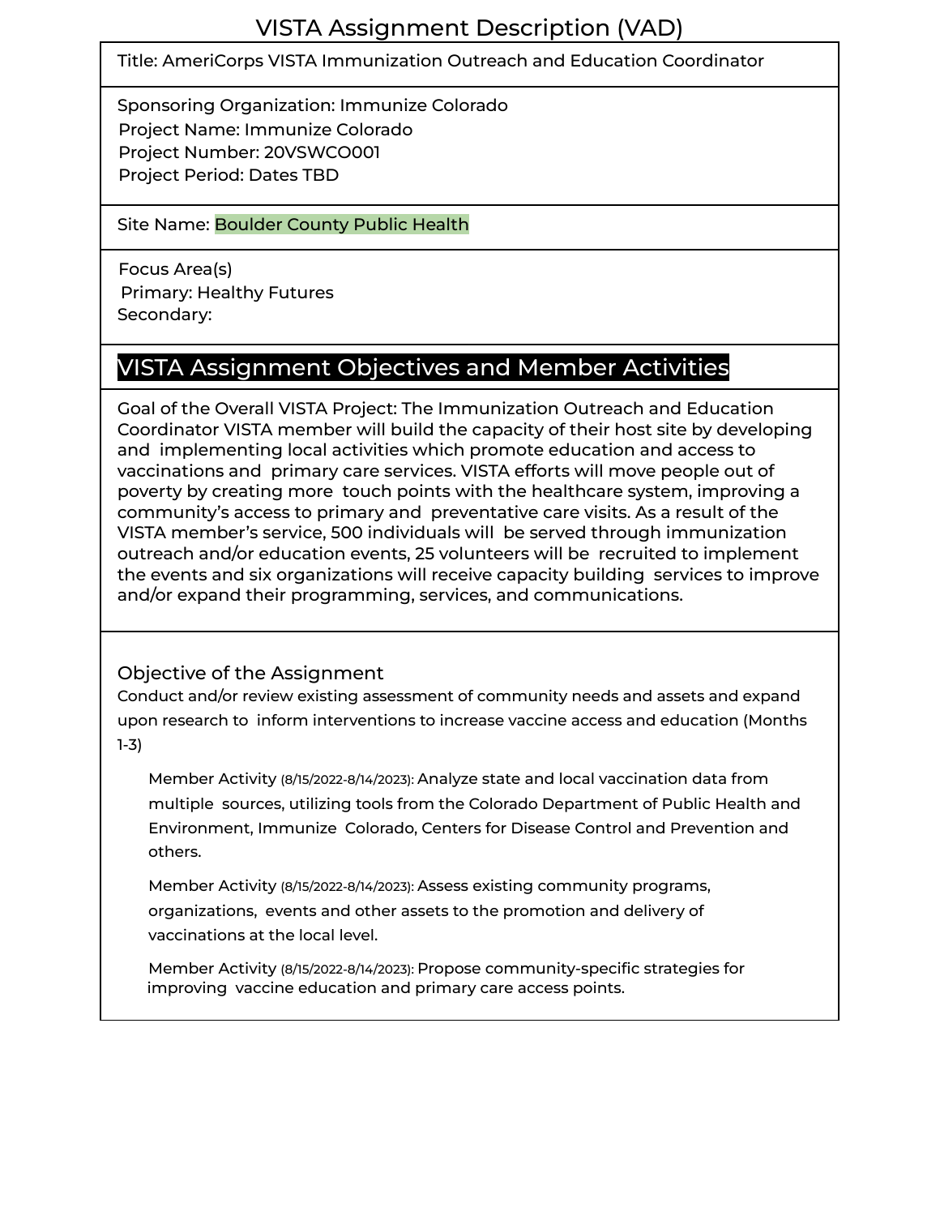# VISTA Assignment Description (VAD)

Title: AmeriCorps VISTA Immunization Outreach and Education Coordinator

Sponsoring Organization: Immunize Colorado
Project Name: Immunize Colorado
Project Number: 20VSWCO001
Project Period: Dates TBD

Site Name: Boulder County Public Health

Focus Area(s)
Primary: Healthy Futures
Secondary:

## VISTA Assignment Objectives and Member Activities

Goal of the Overall VISTA Project: The Immunization Outreach and Education Coordinator VISTA member will build the capacity of their host site by developing and implementing local activities which promote education and access to vaccinations and primary care services. VISTA efforts will move people out of poverty by creating more touch points with the healthcare system, improving a community's access to primary and preventative care visits. As a result of the VISTA member's service, 500 individuals will be served through immunization outreach and/or education events, 25 volunteers will be recruited to implement the events and six organizations will receive capacity building services to improve and/or expand their programming, services, and communications.

### Objective of the Assignment

Conduct and/or review existing assessment of community needs and assets and expand upon research to inform interventions to increase vaccine access and education (Months 1-3)

- Member Activity (8/15/2022-8/14/2023): Analyze state and local vaccination data from multiple sources, utilizing tools from the Colorado Department of Public Health and Environment, Immunize Colorado, Centers for Disease Control and Prevention and others.
- Member Activity (8/15/2022-8/14/2023): Assess existing community programs, organizations, events and other assets to the promotion and delivery of vaccinations at the local level.
- Member Activity (8/15/2022-8/14/2023): Propose community-specific strategies for improving vaccine education and primary care access points.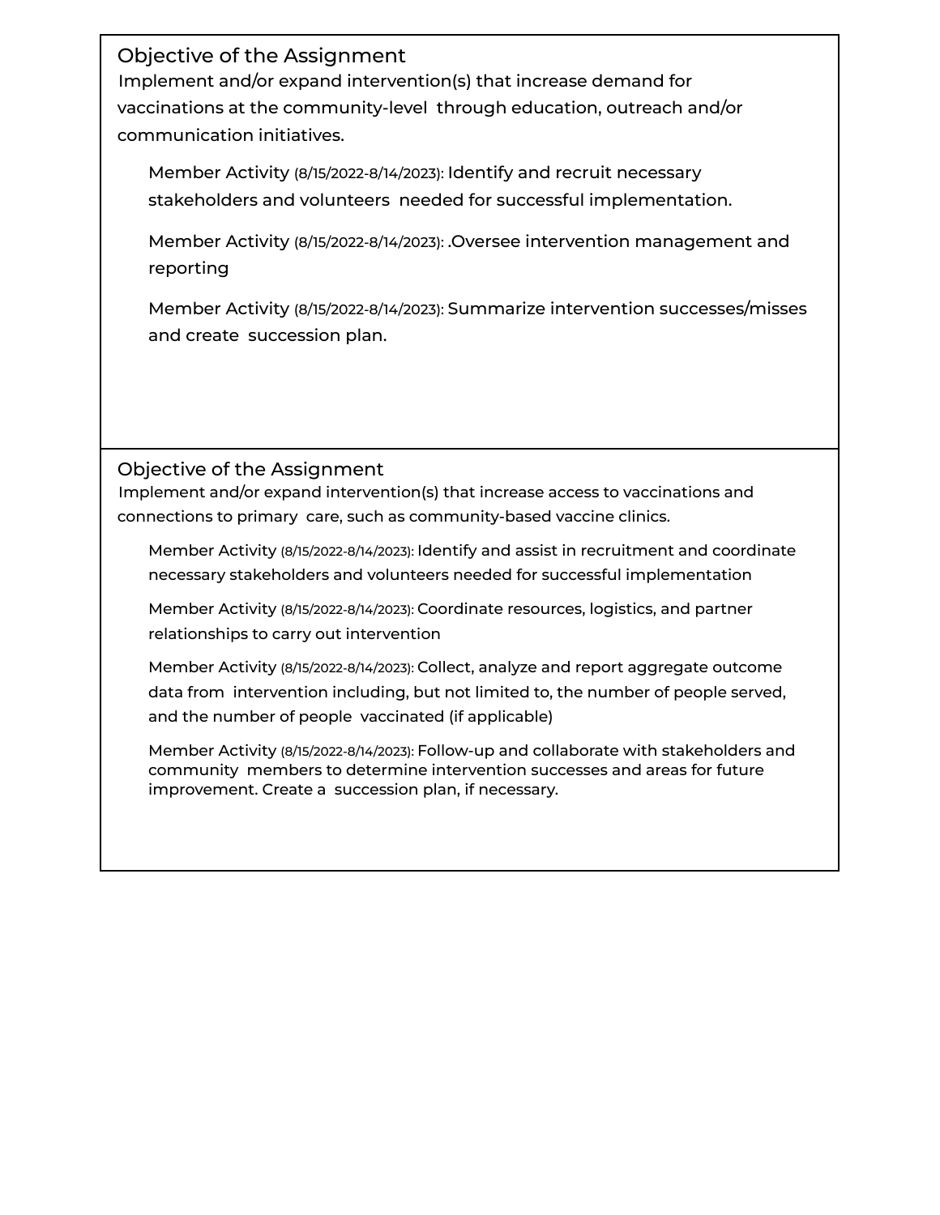## Objective of the Assignment

Implement and/or expand intervention(s) that increase demand for vaccinations at the community-level through education, outreach and/or communication initiatives.

- Member Activity (8/15/2022-8/14/2023): Identify and recruit necessary stakeholders and volunteers needed for successful implementation.
- Member Activity (8/15/2022-8/14/2023): .Oversee intervention management and reporting
- Member Activity (8/15/2022-8/14/2023): Summarize intervention successes/misses and create succession plan.

## Objective of the Assignment

Implement and/or expand intervention(s) that increase access to vaccinations and connections to primary care, such as community-based vaccine clinics.

- Member Activity (8/15/2022-8/14/2023): Identify and assist in recruitment and coordinate necessary stakeholders and volunteers needed for successful implementation
- Member Activity (8/15/2022-8/14/2023): Coordinate resources, logistics, and partner relationships to carry out intervention
- Member Activity (8/15/2022-8/14/2023): Collect, analyze and report aggregate outcome data from intervention including, but not limited to, the number of people served, and the number of people vaccinated (if applicable)
- Member Activity (8/15/2022-8/14/2023): Follow-up and collaborate with stakeholders and community members to determine intervention successes and areas for future improvement. Create a succession plan, if necessary.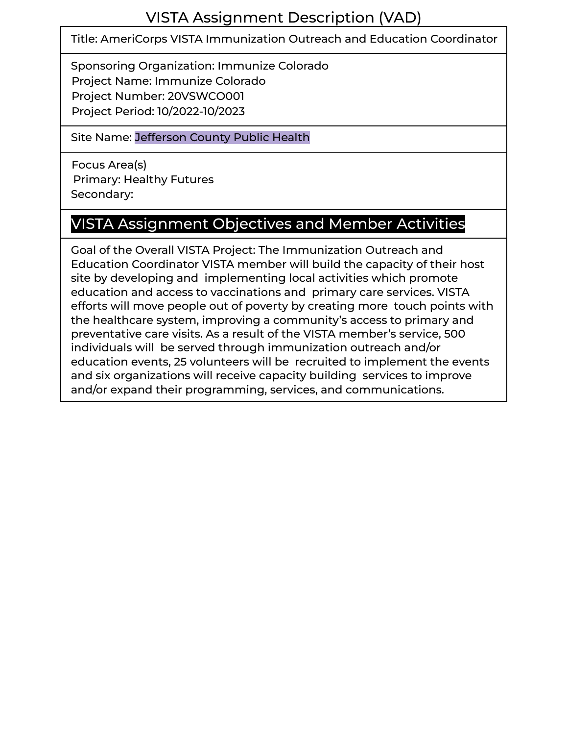# VISTA Assignment Description (VAD)

Title: AmeriCorps VISTA Immunization Outreach and Education Coordinator

Sponsoring Organization: Immunize Colorado
Project Name: Immunize Colorado
Project Number: 20VSWCO001
Project Period: 10/2022-10/2023

Site Name: Jefferson County Public Health

Focus Area(s)
Primary: Healthy Futures
Secondary:

## VISTA Assignment Objectives and Member Activities

Goal of the Overall VISTA Project: The Immunization Outreach and Education Coordinator VISTA member will build the capacity of their host site by developing and implementing local activities which promote education and access to vaccinations and primary care services. VISTA efforts will move people out of poverty by creating more touch points with the healthcare system, improving a community's access to primary and preventative care visits. As a result of the VISTA member's service, 500 individuals will be served through immunization outreach and/or education events, 25 volunteers will be recruited to implement the events and six organizations will receive capacity building services to improve and/or expand their programming, services, and communications.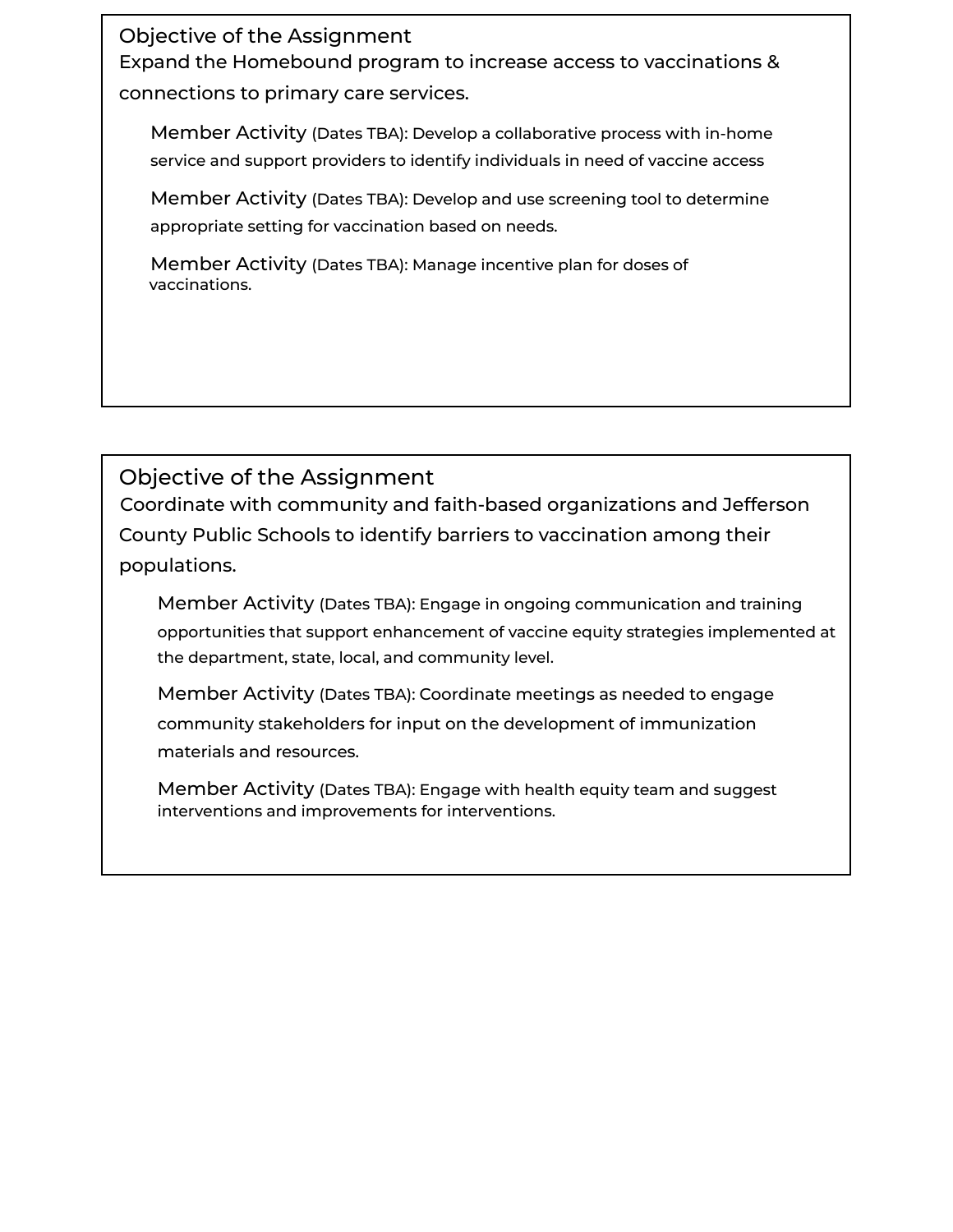### Objective of the Assignment

Expand the Homebound program to increase access to vaccinations & connections to primary care services.

- Member Activity (Dates TBA): Develop a collaborative process with in-home service and support providers to identify individuals in need of vaccine access
- Member Activity (Dates TBA): Develop and use screening tool to determine appropriate setting for vaccination based on needs.
- Member Activity (Dates TBA): Manage incentive plan for doses of vaccinations.

### Objective of the Assignment

Coordinate with community and faith-based organizations and Jefferson County Public Schools to identify barriers to vaccination among their populations.

- Member Activity (Dates TBA): Engage in ongoing communication and training opportunities that support enhancement of vaccine equity strategies implemented at the department, state, local, and community level.
- Member Activity (Dates TBA): Coordinate meetings as needed to engage community stakeholders for input on the development of immunization materials and resources.
- Member Activity (Dates TBA): Engage with health equity team and suggest interventions and improvements for interventions.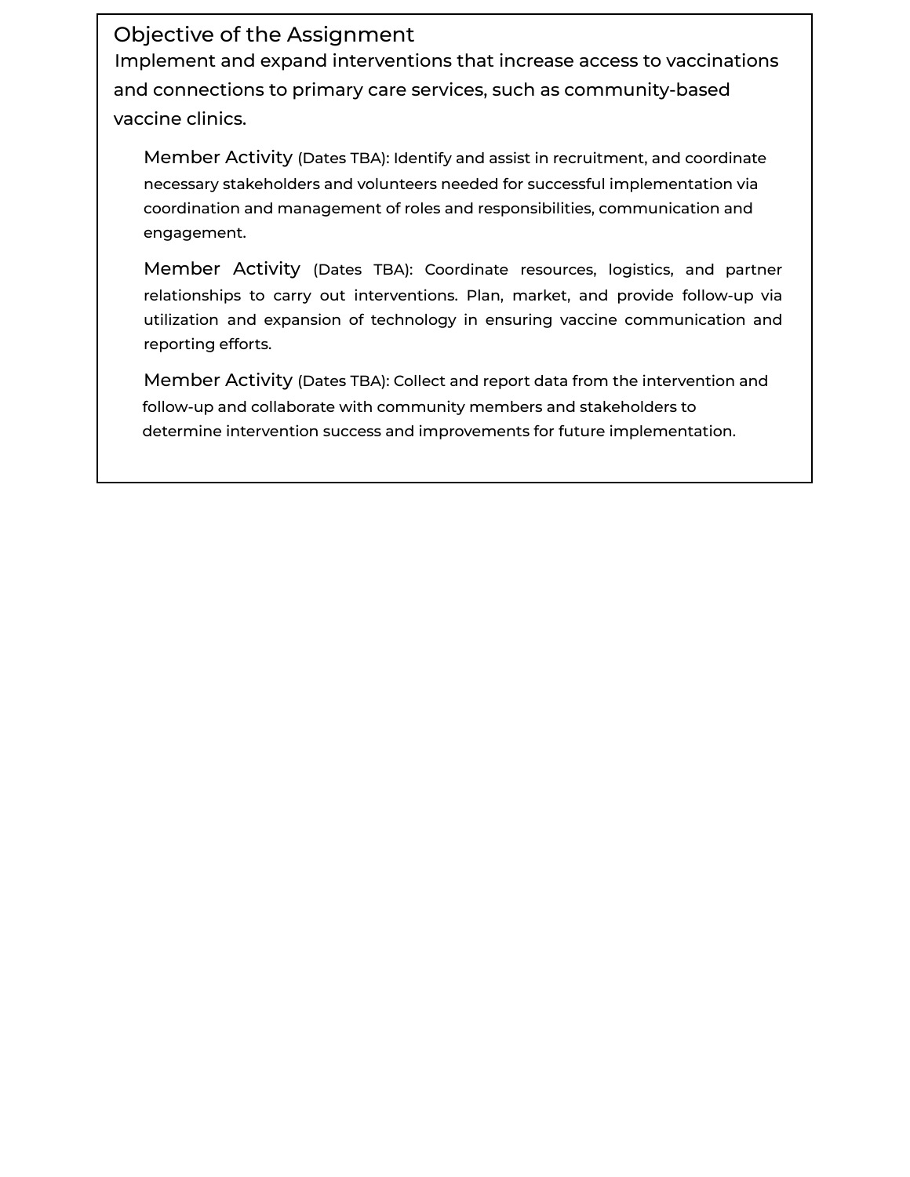## Objective of the Assignment

Implement and expand interventions that increase access to vaccinations and connections to primary care services, such as community-based vaccine clinics.

Member Activity (Dates TBA): Identify and assist in recruitment, and coordinate necessary stakeholders and volunteers needed for successful implementation via coordination and management of roles and responsibilities, communication and engagement.

Member Activity (Dates TBA): Coordinate resources, logistics, and partner relationships to carry out interventions. Plan, market, and provide follow-up via utilization and expansion of technology in ensuring vaccine communication and reporting efforts.

Member Activity (Dates TBA): Collect and report data from the intervention and follow-up and collaborate with community members and stakeholders to determine intervention success and improvements for future implementation.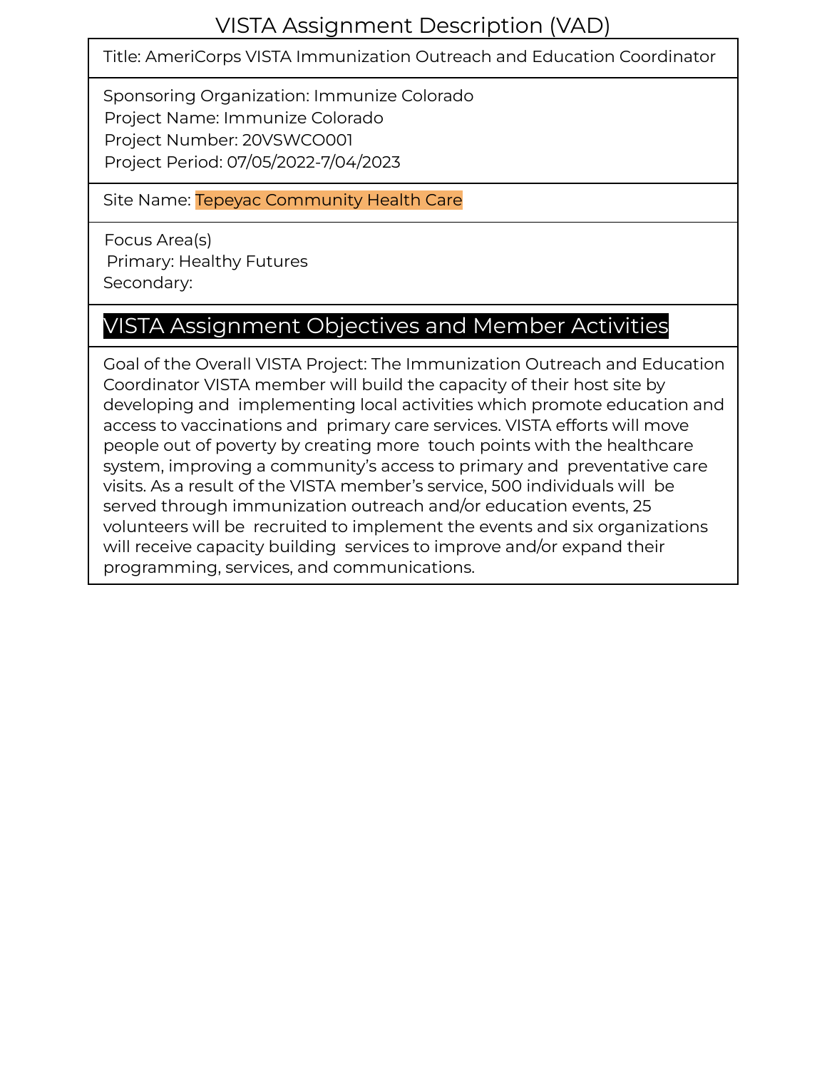# VISTA Assignment Description (VAD)

Title: AmeriCorps VISTA Immunization Outreach and Education Coordinator

Sponsoring Organization: Immunize Colorado
Project Name: Immunize Colorado
Project Number: 20VSWCO001
Project Period: 07/05/2022-7/04/2023

Site Name: Tepeyac Community Health Care

Focus Area(s)
Primary: Healthy Futures
Secondary:

## VISTA Assignment Objectives and Member Activities

Goal of the Overall VISTA Project: The Immunization Outreach and Education Coordinator VISTA member will build the capacity of their host site by developing and implementing local activities which promote education and access to vaccinations and primary care services. VISTA efforts will move people out of poverty by creating more touch points with the healthcare system, improving a community's access to primary and preventative care visits. As a result of the VISTA member's service, 500 individuals will be served through immunization outreach and/or education events, 25 volunteers will be recruited to implement the events and six organizations will receive capacity building services to improve and/or expand their programming, services, and communications.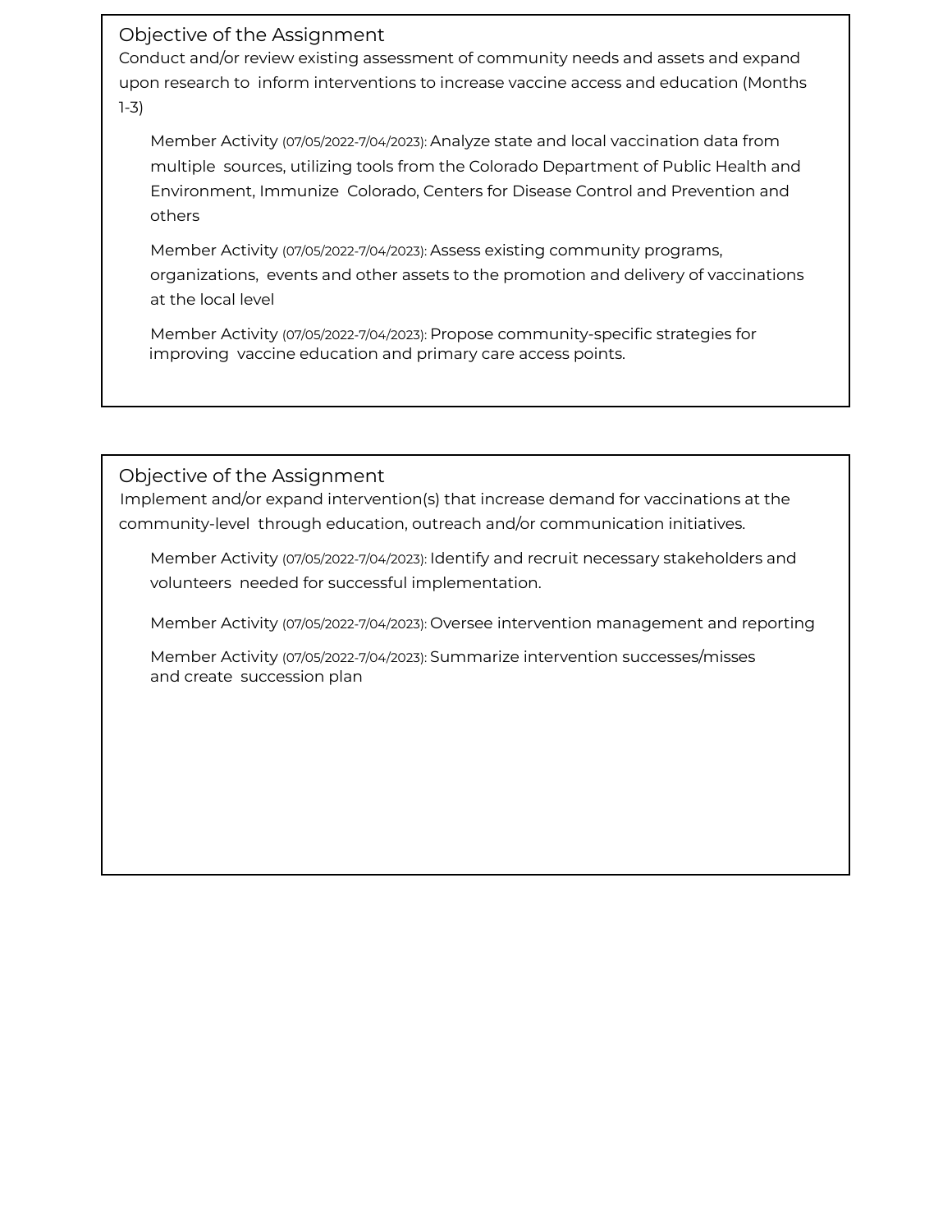### Objective of the Assignment

Conduct and/or review existing assessment of community needs and assets and expand upon research to inform interventions to increase vaccine access and education (Months 1-3)

Member Activity (07/05/2022-7/04/2023): Analyze state and local vaccination data from multiple sources, utilizing tools from the Colorado Department of Public Health and Environment, Immunize Colorado, Centers for Disease Control and Prevention and others

Member Activity (07/05/2022-7/04/2023): Assess existing community programs, organizations, events and other assets to the promotion and delivery of vaccinations at the local level

Member Activity (07/05/2022-7/04/2023): Propose community-specific strategies for improving vaccine education and primary care access points.

### Objective of the Assignment

Implement and/or expand intervention(s) that increase demand for vaccinations at the community-level through education, outreach and/or communication initiatives.

Member Activity (07/05/2022-7/04/2023): Identify and recruit necessary stakeholders and volunteers needed for successful implementation.

Member Activity (07/05/2022-7/04/2023): Oversee intervention management and reporting

Member Activity (07/05/2022-7/04/2023): Summarize intervention successes/misses and create succession plan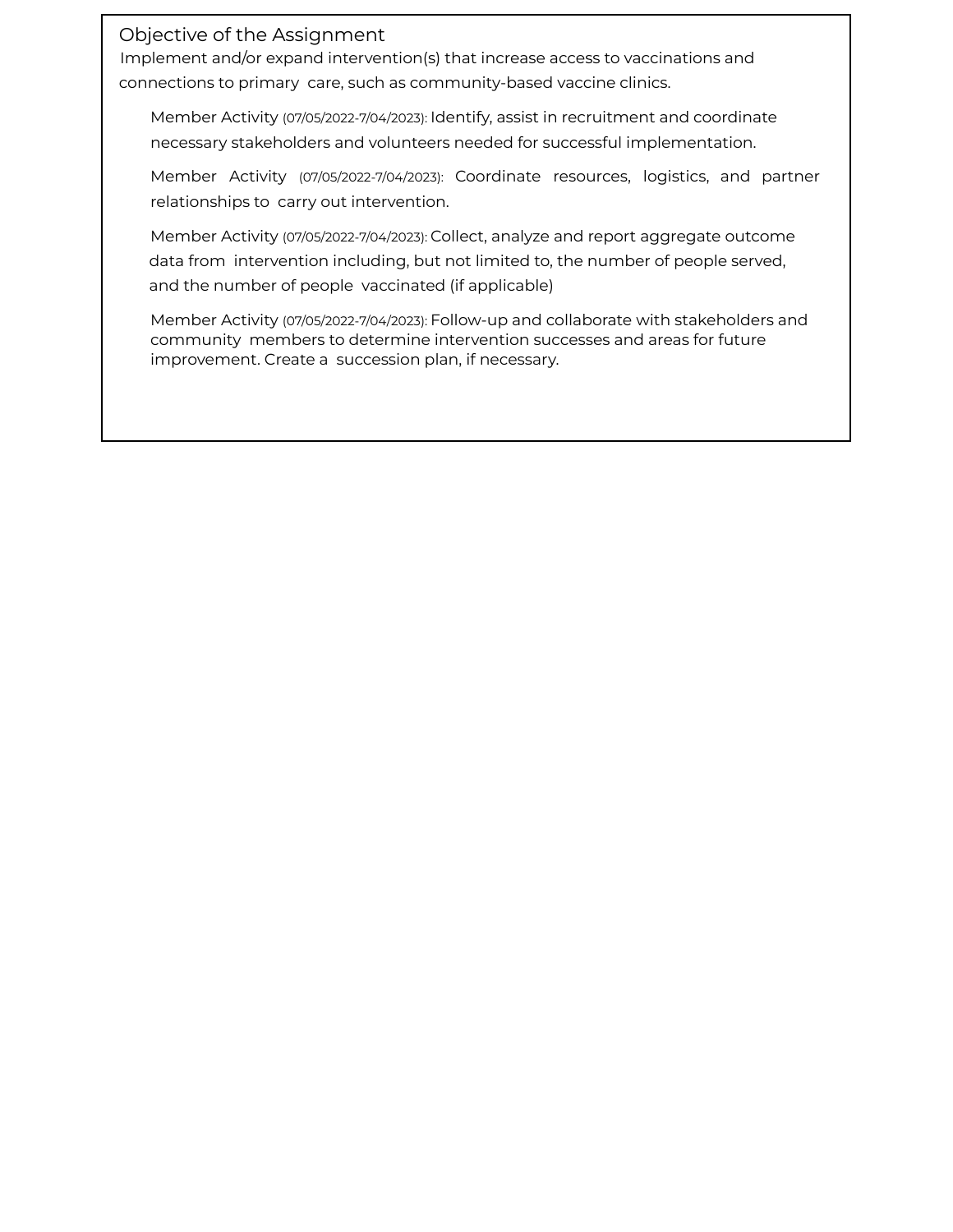## Objective of the Assignment

Implement and/or expand intervention(s) that increase access to vaccinations and connections to primary care, such as community-based vaccine clinics.

Member Activity (07/05/2022-7/04/2023): Identify, assist in recruitment and coordinate necessary stakeholders and volunteers needed for successful implementation.

Member Activity (07/05/2022-7/04/2023): Coordinate resources, logistics, and partner relationships to carry out intervention.

Member Activity (07/05/2022-7/04/2023): Collect, analyze and report aggregate outcome data from intervention including, but not limited to, the number of people served, and the number of people vaccinated (if applicable)

Member Activity (07/05/2022-7/04/2023): Follow-up and collaborate with stakeholders and community members to determine intervention successes and areas for future improvement. Create a succession plan, if necessary.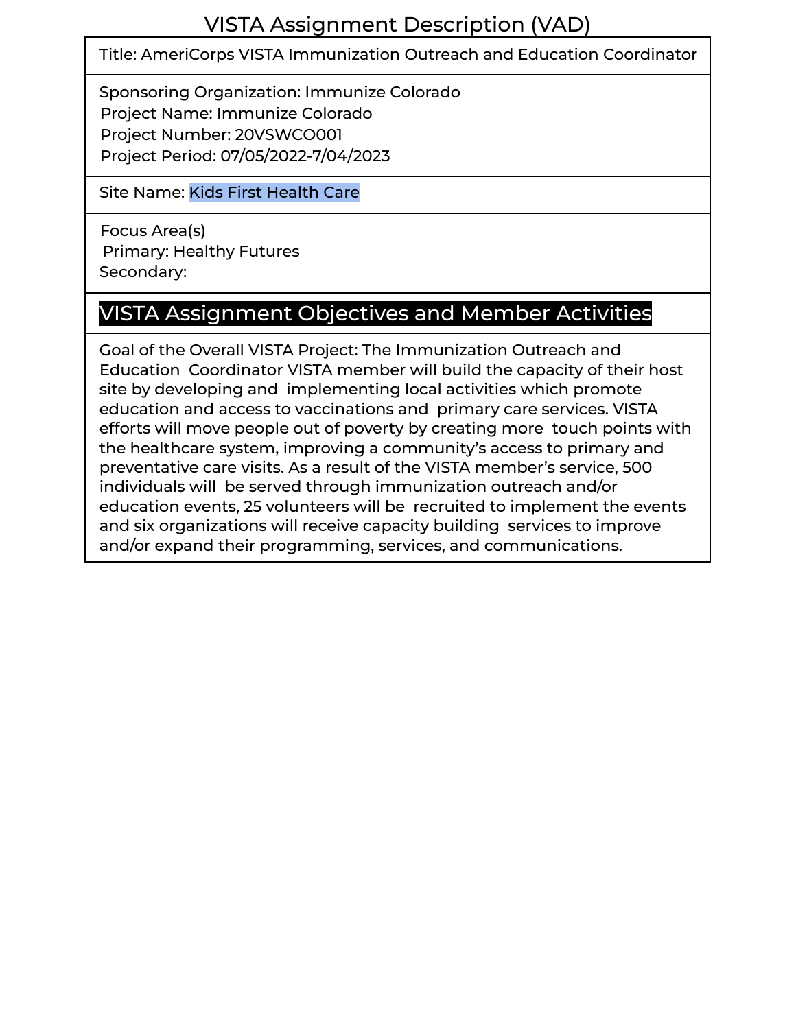# VISTA Assignment Description (VAD)

Title: AmeriCorps VISTA Immunization Outreach and Education Coordinator

Sponsoring Organization: Immunize Colorado
Project Name: Immunize Colorado
Project Number: 20VSWCO001
Project Period: 07/05/2022-7/04/2023

Site Name: Kids First Health Care

Focus Area(s)
Primary: Healthy Futures
Secondary:

## VISTA Assignment Objectives and Member Activities

Goal of the Overall VISTA Project: The Immunization Outreach and Education Coordinator VISTA member will build the capacity of their host site by developing and implementing local activities which promote education and access to vaccinations and primary care services. VISTA efforts will move people out of poverty by creating more touch points with the healthcare system, improving a community's access to primary and preventative care visits. As a result of the VISTA member's service, 500 individuals will be served through immunization outreach and/or education events, 25 volunteers will be recruited to implement the events and six organizations will receive capacity building services to improve and/or expand their programming, services, and communications.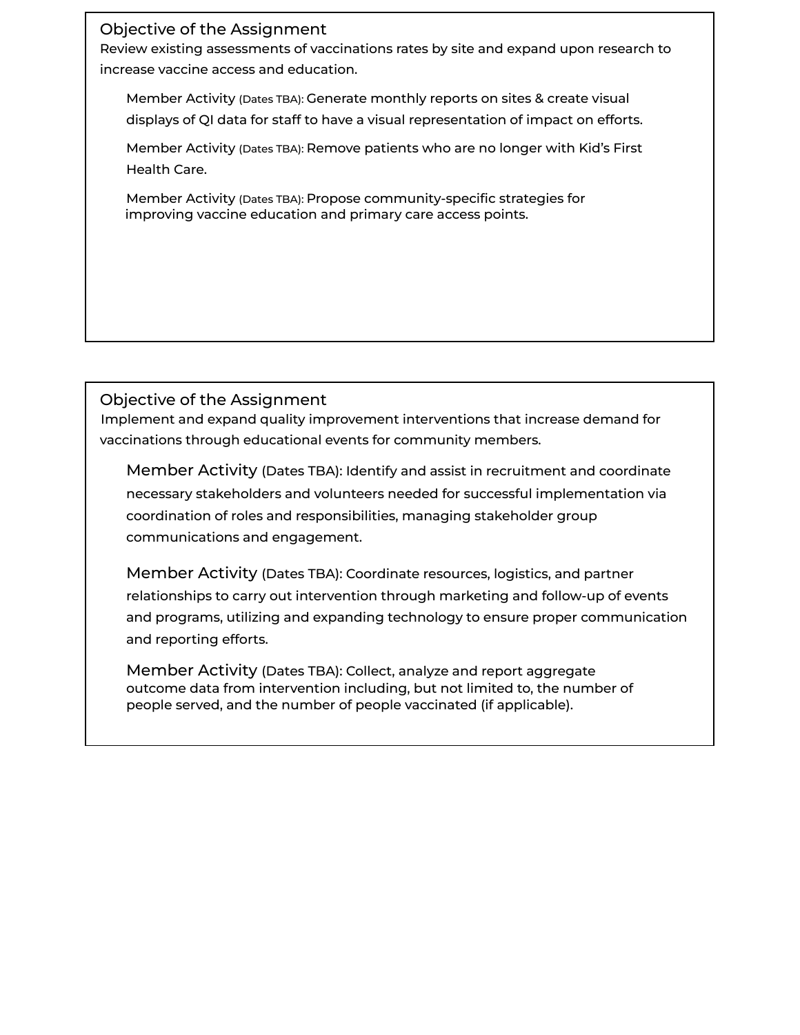### Objective of the Assignment

Review existing assessments of vaccinations rates by site and expand upon research to increase vaccine access and education.

- Member Activity (Dates TBA): Generate monthly reports on sites & create visual displays of QI data for staff to have a visual representation of impact on efforts.
- Member Activity (Dates TBA): Remove patients who are no longer with Kid's First Health Care.
- Member Activity (Dates TBA): Propose community-specific strategies for improving vaccine education and primary care access points.

### Objective of the Assignment

Implement and expand quality improvement interventions that increase demand for vaccinations through educational events for community members.

- Member Activity (Dates TBA): Identify and assist in recruitment and coordinate necessary stakeholders and volunteers needed for successful implementation via coordination of roles and responsibilities, managing stakeholder group communications and engagement.
- Member Activity (Dates TBA): Coordinate resources, logistics, and partner relationships to carry out intervention through marketing and follow-up of events and programs, utilizing and expanding technology to ensure proper communication and reporting efforts.
- Member Activity (Dates TBA): Collect, analyze and report aggregate outcome data from intervention including, but not limited to, the number of people served, and the number of people vaccinated (if applicable).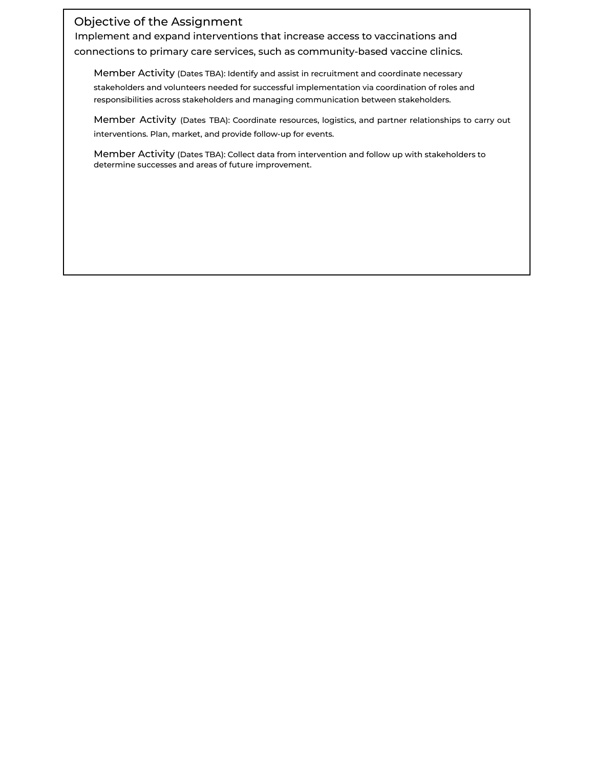## Objective of the Assignment

Implement and expand interventions that increase access to vaccinations and connections to primary care services, such as community-based vaccine clinics.

Member Activity (Dates TBA): Identify and assist in recruitment and coordinate necessary stakeholders and volunteers needed for successful implementation via coordination of roles and responsibilities across stakeholders and managing communication between stakeholders.

Member Activity (Dates TBA): Coordinate resources, logistics, and partner relationships to carry out interventions. Plan, market, and provide follow-up for events.

Member Activity (Dates TBA): Collect data from intervention and follow up with stakeholders to determine successes and areas of future improvement.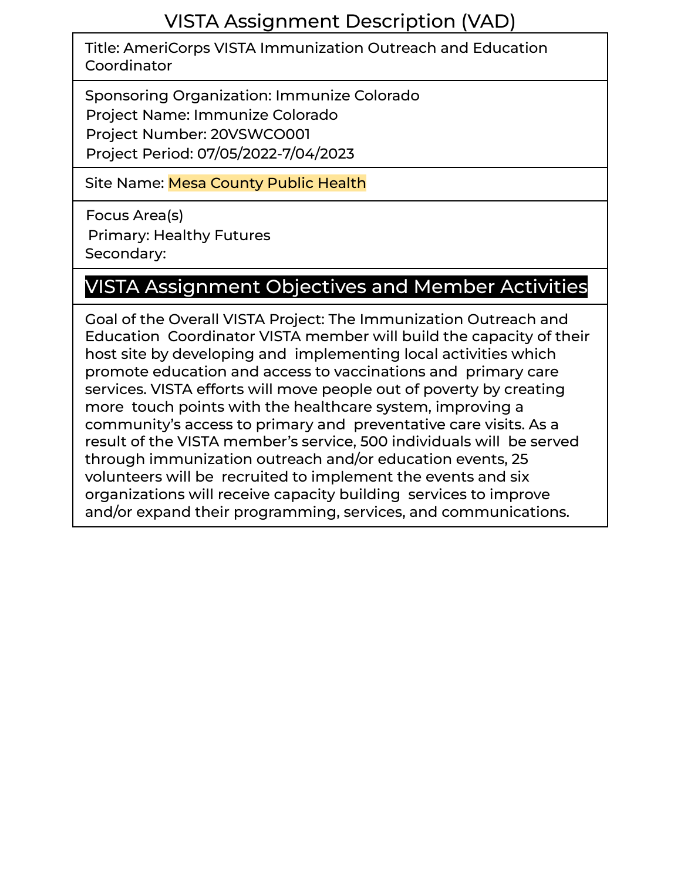# VISTA Assignment Description (VAD)

Title: AmeriCorps VISTA Immunization Outreach and Education Coordinator

Sponsoring Organization: Immunize Colorado
Project Name: Immunize Colorado
Project Number: 20VSWCO001
Project Period: 07/05/2022-7/04/2023

Site Name: Mesa County Public Health

Focus Area(s)
Primary: Healthy Futures
Secondary:

## VISTA Assignment Objectives and Member Activities

Goal of the Overall VISTA Project: The Immunization Outreach and Education Coordinator VISTA member will build the capacity of their host site by developing and implementing local activities which promote education and access to vaccinations and primary care services. VISTA efforts will move people out of poverty by creating more touch points with the healthcare system, improving a community's access to primary and preventative care visits. As a result of the VISTA member's service, 500 individuals will be served through immunization outreach and/or education events, 25 volunteers will be recruited to implement the events and six organizations will receive capacity building services to improve and/or expand their programming, services, and communications.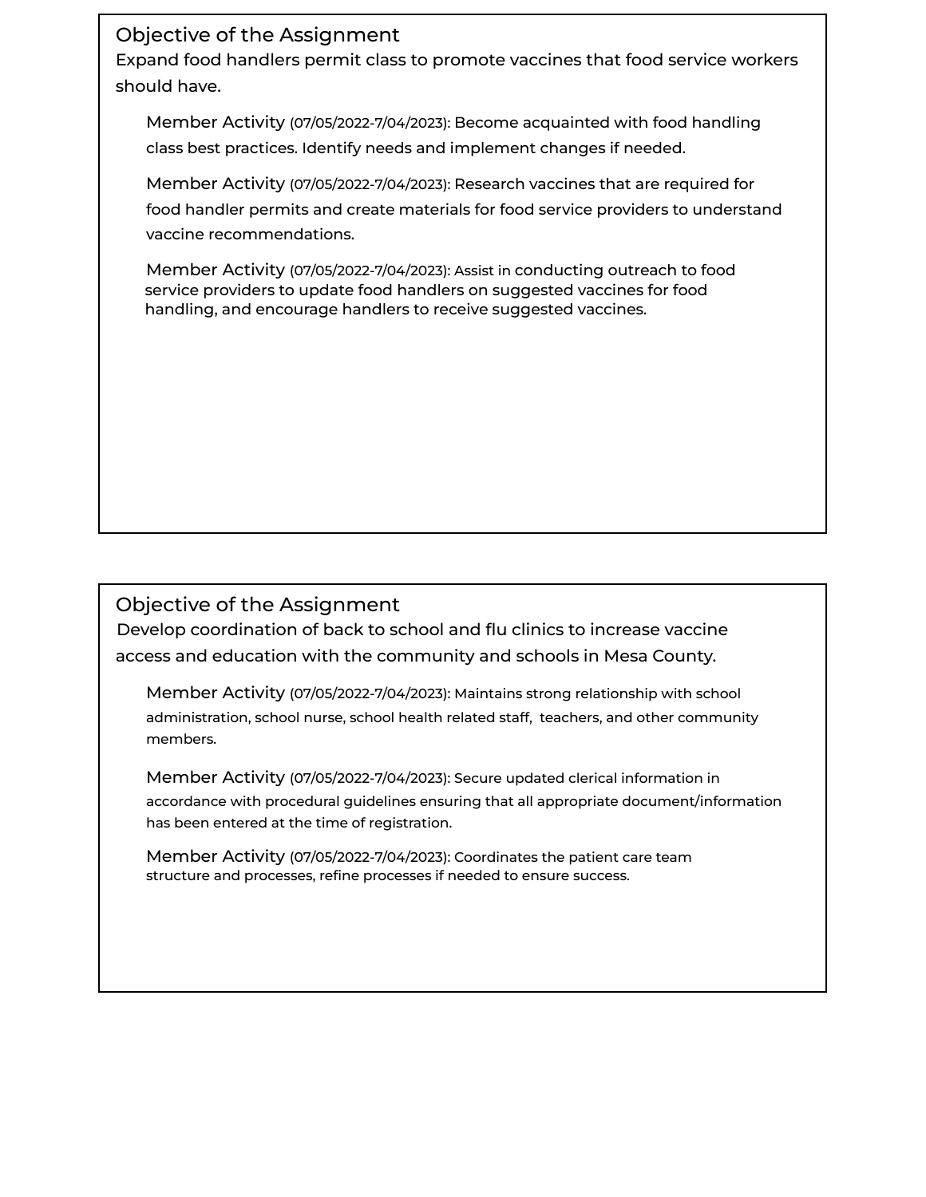## Objective of the Assignment

Expand food handlers permit class to promote vaccines that food service workers should have.

Member Activity (07/05/2022-7/04/2023): Become acquainted with food handling class best practices. Identify needs and implement changes if needed.

Member Activity (07/05/2022-7/04/2023): Research vaccines that are required for food handler permits and create materials for food service providers to understand vaccine recommendations.

Member Activity (07/05/2022-7/04/2023): Assist in conducting outreach to food service providers to update food handlers on suggested vaccines for food handling, and encourage handlers to receive suggested vaccines.

## Objective of the Assignment

Develop coordination of back to school and flu clinics to increase vaccine access and education with the community and schools in Mesa County.

Member Activity (07/05/2022-7/04/2023): Maintains strong relationship with school administration, school nurse, school health related staff, teachers, and other community members.

Member Activity (07/05/2022-7/04/2023): Secure updated clerical information in accordance with procedural guidelines ensuring that all appropriate document/information has been entered at the time of registration.

Member Activity (07/05/2022-7/04/2023): Coordinates the patient care team structure and processes, refine processes if needed to ensure success.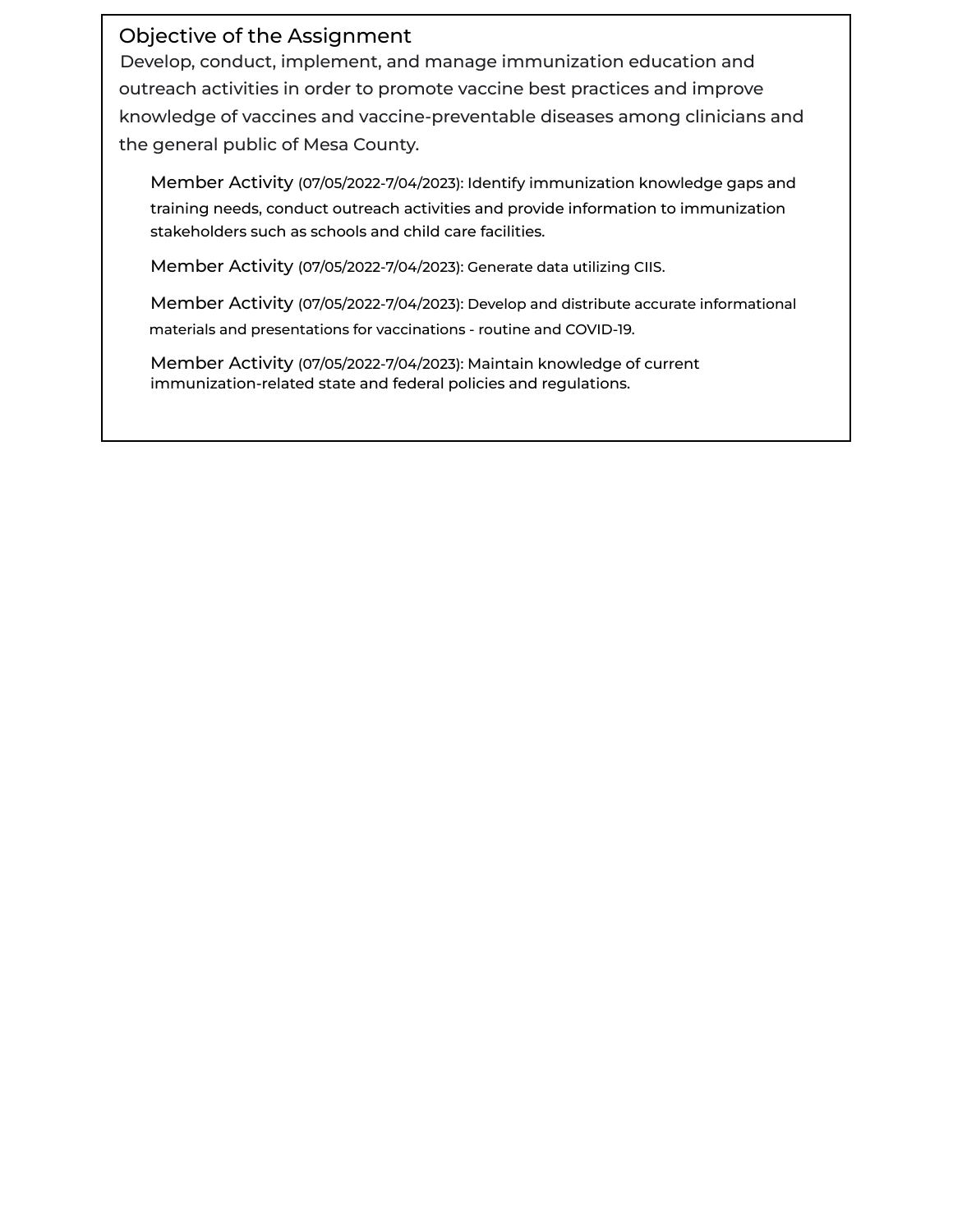## Objective of the Assignment

Develop, conduct, implement, and manage immunization education and outreach activities in order to promote vaccine best practices and improve knowledge of vaccines and vaccine-preventable diseases among clinicians and the general public of Mesa County.

- Member Activity (07/05/2022-7/04/2023): Identify immunization knowledge gaps and training needs, conduct outreach activities and provide information to immunization stakeholders such as schools and child care facilities.
- Member Activity (07/05/2022-7/04/2023): Generate data utilizing CIIS.
- Member Activity (07/05/2022-7/04/2023): Develop and distribute accurate informational materials and presentations for vaccinations - routine and COVID-19.
- Member Activity (07/05/2022-7/04/2023): Maintain knowledge of current immunization-related state and federal policies and regulations.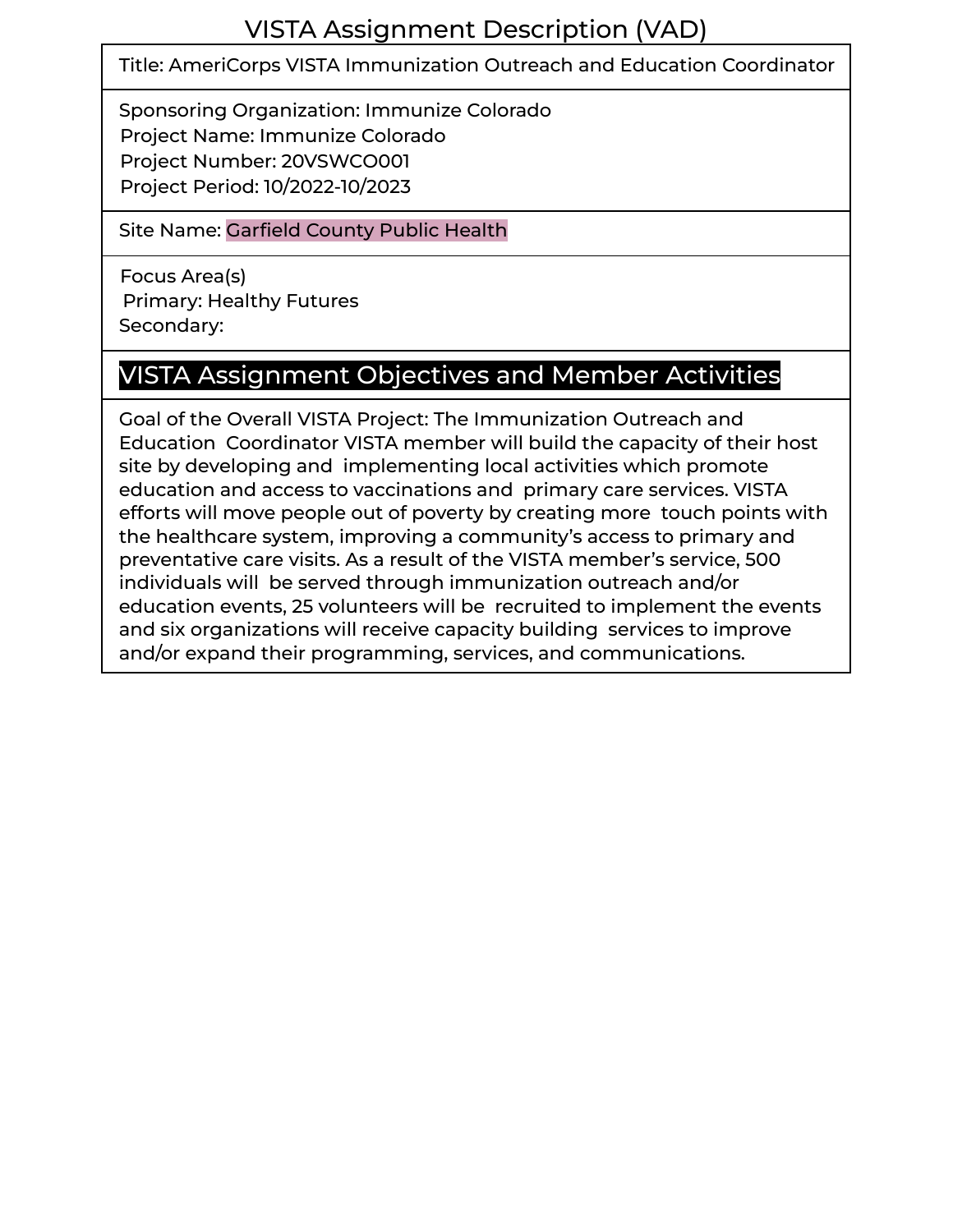# VISTA Assignment Description (VAD)

Title: AmeriCorps VISTA Immunization Outreach and Education Coordinator

Sponsoring Organization: Immunize Colorado
Project Name: Immunize Colorado
Project Number: 20VSWCO001
Project Period: 10/2022-10/2023

Site Name: Garfield County Public Health

Focus Area(s)
Primary: Healthy Futures
Secondary:

## VISTA Assignment Objectives and Member Activities

Goal of the Overall VISTA Project: The Immunization Outreach and Education Coordinator VISTA member will build the capacity of their host site by developing and implementing local activities which promote education and access to vaccinations and primary care services. VISTA efforts will move people out of poverty by creating more touch points with the healthcare system, improving a community's access to primary and preventative care visits. As a result of the VISTA member's service, 500 individuals will be served through immunization outreach and/or education events, 25 volunteers will be recruited to implement the events and six organizations will receive capacity building services to improve and/or expand their programming, services, and communications.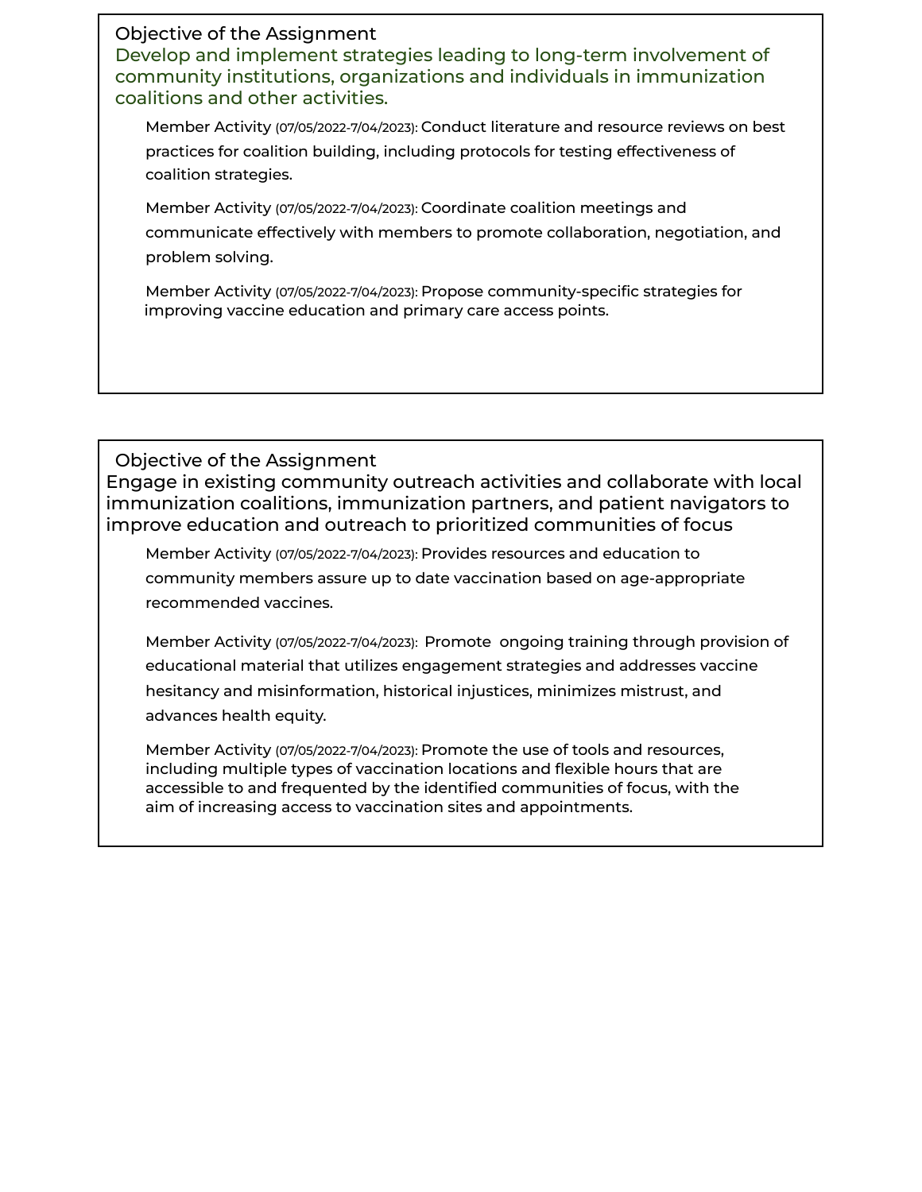Objective of the Assignment

Develop and implement strategies leading to long-term involvement of community institutions, organizations and individuals in immunization coalitions and other activities.

Member Activity (07/05/2022-7/04/2023): Conduct literature and resource reviews on best practices for coalition building, including protocols for testing effectiveness of coalition strategies.

Member Activity (07/05/2022-7/04/2023): Coordinate coalition meetings and communicate effectively with members to promote collaboration, negotiation, and problem solving.

Member Activity (07/05/2022-7/04/2023): Propose community-specific strategies for improving vaccine education and primary care access points.

Objective of the Assignment

Engage in existing community outreach activities and collaborate with local immunization coalitions, immunization partners, and patient navigators to improve education and outreach to prioritized communities of focus

Member Activity (07/05/2022-7/04/2023): Provides resources and education to community members assure up to date vaccination based on age-appropriate recommended vaccines.

Member Activity (07/05/2022-7/04/2023): Promote ongoing training through provision of educational material that utilizes engagement strategies and addresses vaccine hesitancy and misinformation, historical injustices, minimizes mistrust, and advances health equity.

Member Activity (07/05/2022-7/04/2023): Promote the use of tools and resources, including multiple types of vaccination locations and flexible hours that are accessible to and frequented by the identified communities of focus, with the aim of increasing access to vaccination sites and appointments.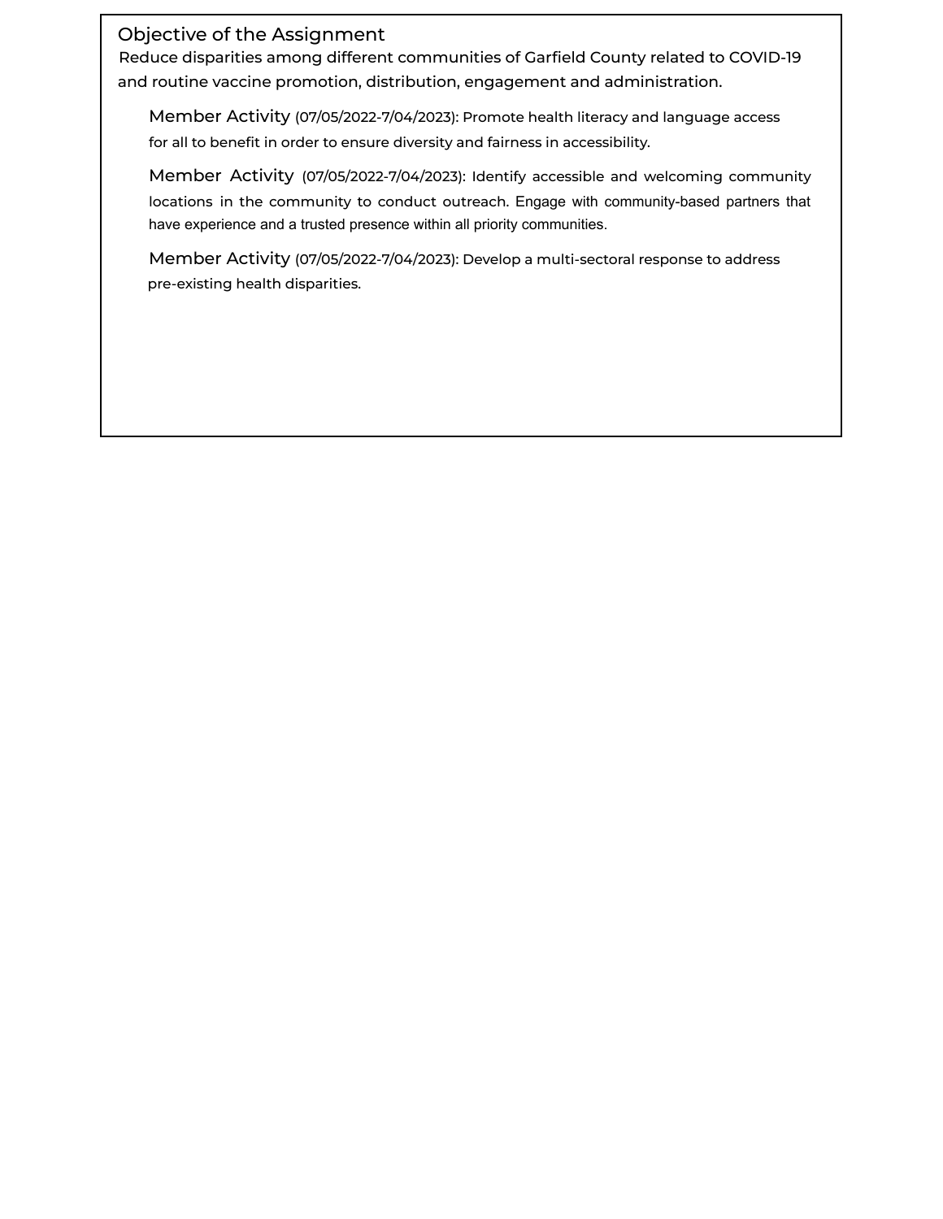## Objective of the Assignment

Reduce disparities among different communities of Garfield County related to COVID-19 and routine vaccine promotion, distribution, engagement and administration.

- Member Activity (07/05/2022-7/04/2023): Promote health literacy and language access for all to benefit in order to ensure diversity and fairness in accessibility.
- Member Activity (07/05/2022-7/04/2023): Identify accessible and welcoming community locations in the community to conduct outreach. Engage with community-based partners that have experience and a trusted presence within all priority communities.
- Member Activity (07/05/2022-7/04/2023): Develop a multi-sectoral response to address pre-existing health disparities.